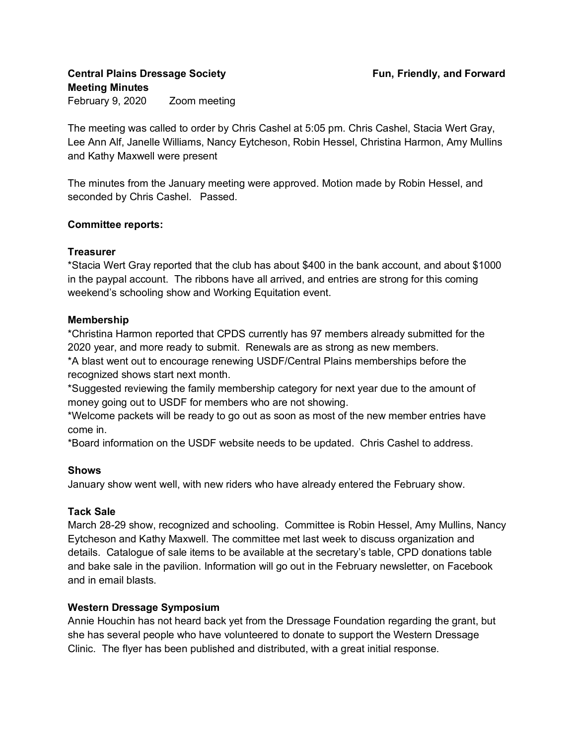**Central Plains Dressage Society** **Fun, Friendly, and Forward**

**Meeting Minutes**

February 9, 2020 Zoom meeting

The meeting was called to order by Chris Cashel at 5:05 pm. Chris Cashel, Stacia Wert Gray, Lee Ann Alf, Janelle Williams, Nancy Eytcheson, Robin Hessel, Christina Harmon, Amy Mullins and Kathy Maxwell were present

The minutes from the January meeting were approved. Motion made by Robin Hessel, and seconded by Chris Cashel. Passed.

**Committee reports:**

**Treasurer**

*Stacia Wert Gray reported that the club has about $400 in the bank account, and about $1000 in the paypal account. The ribbons have all arrived, and entries are strong for this coming weekend's schooling show and Working Equitation event.

**Membership**

*Christina Harmon reported that CPDS currently has 97 members already submitted for the 2020 year, and more ready to submit. Renewals are as strong as new members.

*A blast went out to encourage renewing USDF/Central Plains memberships before the recognized shows start next month.

*Suggested reviewing the family membership category for next year due to the amount of money going out to USDF for members who are not showing.

*Welcome packets will be ready to go out as soon as most of the new member entries have come in.

*Board information on the USDF website needs to be updated. Chris Cashel to address.

**Shows**

January show went well, with new riders who have already entered the February show.

**Tack Sale**

March 28-29 show, recognized and schooling. Committee is Robin Hessel, Amy Mullins, Nancy Eytcheson and Kathy Maxwell. The committee met last week to discuss organization and details. Catalogue of sale items to be available at the secretary's table, CPD donations table and bake sale in the pavilion. Information will go out in the February newsletter, on Facebook and in email blasts.

**Western Dressage Symposium**

Annie Houchin has not heard back yet from the Dressage Foundation regarding the grant, but she has several people who have volunteered to donate to support the Western Dressage Clinic. The flyer has been published and distributed, with a great initial response.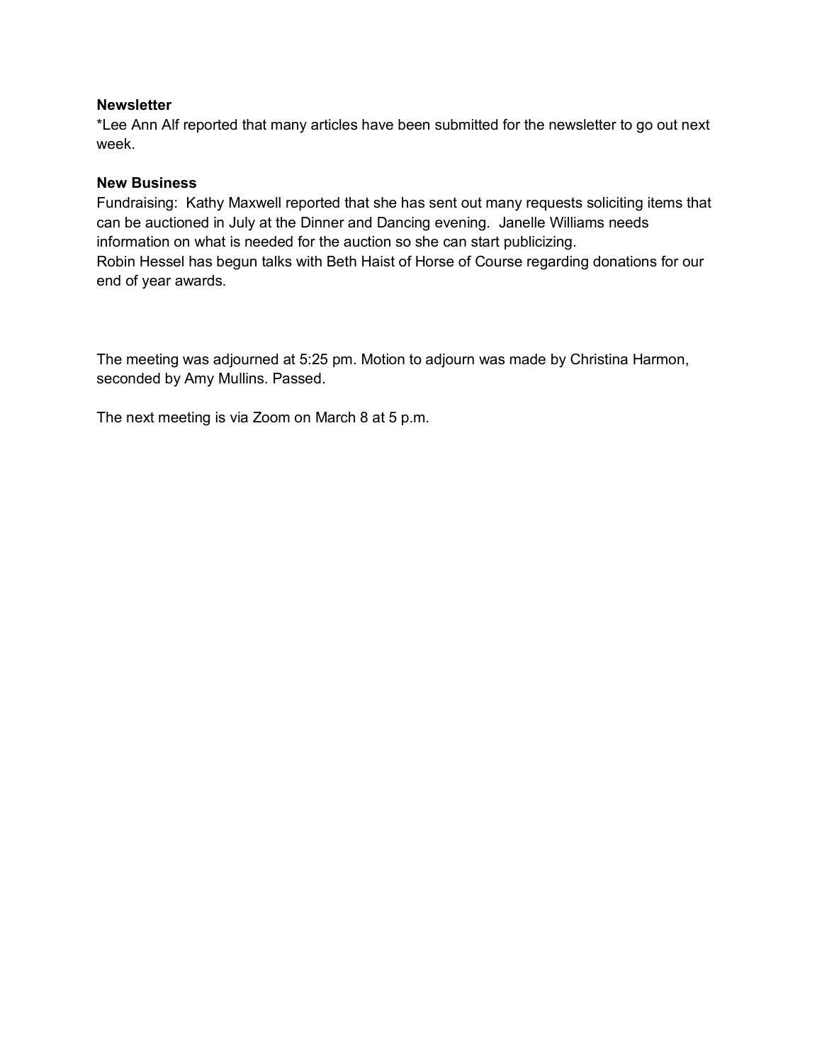**Newsletter**

*Lee Ann Alf reported that many articles have been submitted for the newsletter to go out next week.

**New Business**

Fundraising: Kathy Maxwell reported that she has sent out many requests soliciting items that can be auctioned in July at the Dinner and Dancing evening. Janelle Williams needs information on what is needed for the auction so she can start publicizing.
Robin Hessel has begun talks with Beth Haist of Horse of Course regarding donations for our end of year awards.

The meeting was adjourned at 5:25 pm. Motion to adjourn was made by Christina Harmon, seconded by Amy Mullins. Passed.

The next meeting is via Zoom on March 8 at 5 p.m.